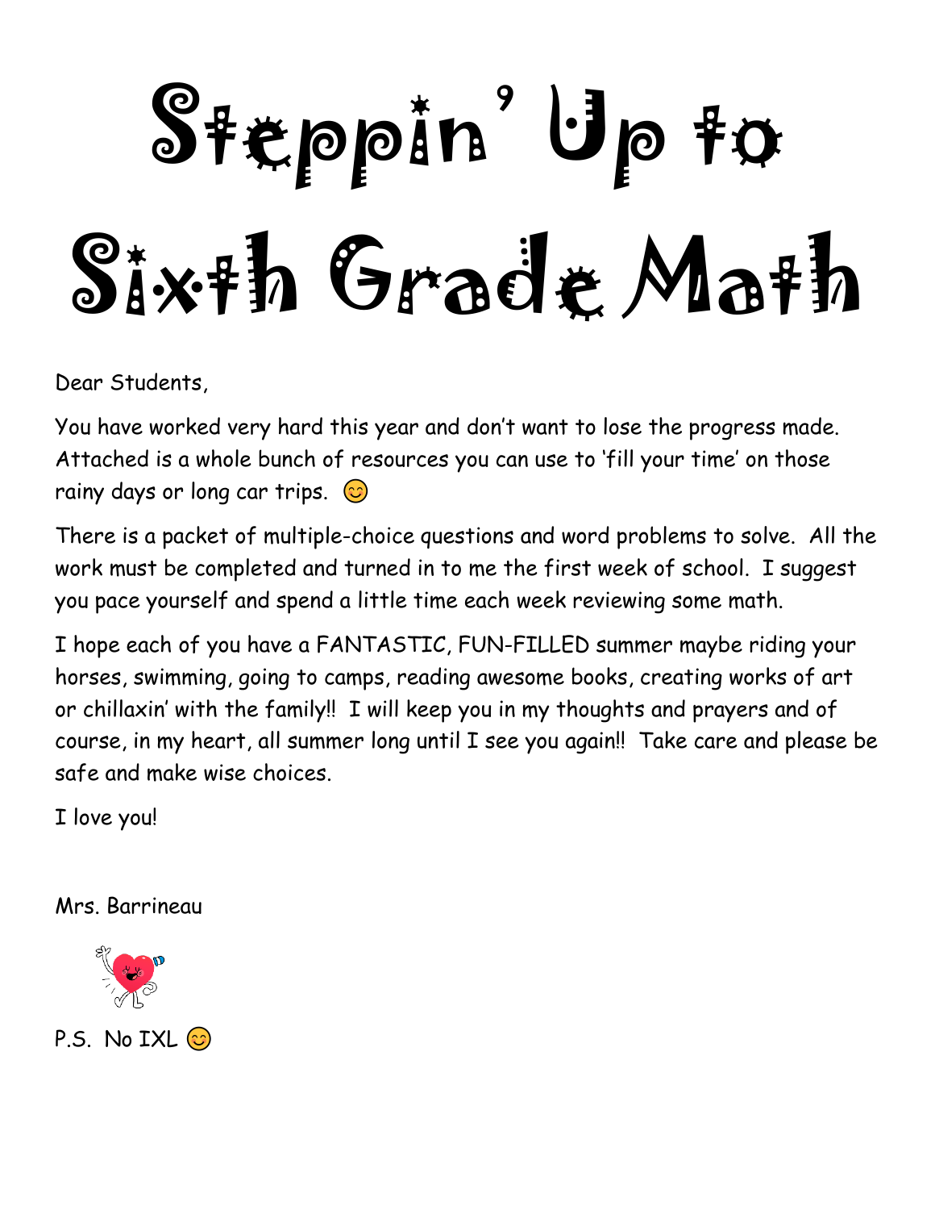# Steppin' Up to Sixth Grade Math

Dear Students,

You have worked very hard this year and don't want to lose the progress made. Attached is a whole bunch of resources you can use to 'fill your time' on those rainy days or long car trips. 😊

There is a packet of multiple-choice questions and word problems to solve. All the work must be completed and turned in to me the first week of school. I suggest you pace yourself and spend a little time each week reviewing some math.

I hope each of you have a FANTASTIC, FUN-FILLED summer maybe riding your horses, swimming, going to camps, reading awesome books, creating works of art or chillaxin' with the family!! I will keep you in my thoughts and prayers and of course, in my heart, all summer long until I see you again!! Take care and please be safe and make wise choices.

I love you!

Mrs. Barrineau

P.S. No IXL 😊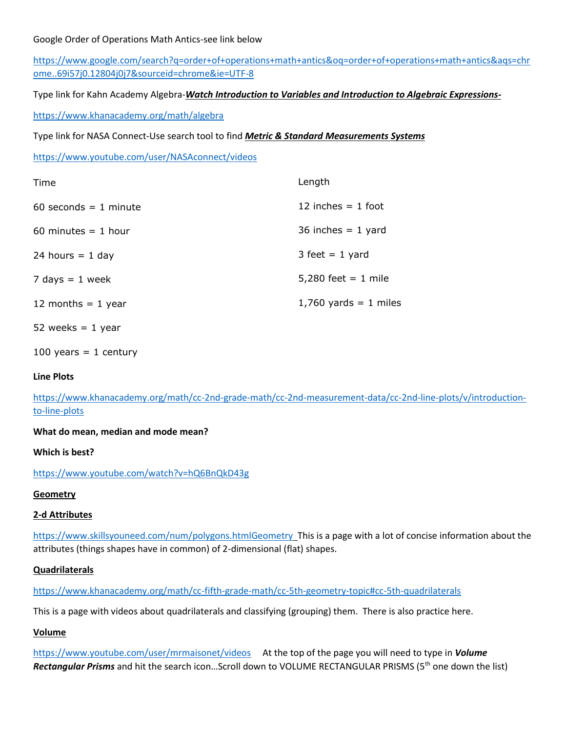Google Order of Operations Math Antics-see link below

https://www.google.com/search?q=order+of+operations+math+antics&oq=order+of+operations+math+antics&aqs=chrome..69i57j0.12804j0j7&sourceid=chrome&ie=UTF-8

Type link for Kahn Academy Algebra-***Watch Introduction to Variables and Introduction to Algebraic Expressions-***

https://www.khanacademy.org/math/algebra

Type link for NASA Connect-Use search tool to find ***Metric & Standard Measurements Systems***

https://www.youtube.com/user/NASAconnect/videos

| Time | Length |
|---|---|
| 60 seconds = 1 minute | 12 inches = 1 foot |
| 60 minutes = 1 hour | 36 inches = 1 yard |
| 24 hours = 1 day | 3 feet = 1 yard |
| 7 days = 1 week | 5,280 feet = 1 mile |
| 12 months = 1 year | 1,760 yards = 1 miles |
| 52 weeks = 1 year | |
| 100 years = 1 century | |

**Line Plots**

https://www.khanacademy.org/math/cc-2nd-grade-math/cc-2nd-measurement-data/cc-2nd-line-plots/v/introduction-to-line-plots

**What do mean, median and mode mean?**

**Which is best?**

https://www.youtube.com/watch?v=hQ6BnQkD43g

**Geometry**

**2-d Attributes**

https://www.skillsyouneed.com/num/polygons.htmlGeometry This is a page with a lot of concise information about the attributes (things shapes have in common) of 2-dimensional (flat) shapes.

**Quadrilaterals**

https://www.khanacademy.org/math/cc-fifth-grade-math/cc-5th-geometry-topic#cc-5th-quadrilaterals

This is a page with videos about quadrilaterals and classifying (grouping) them. There is also practice here.

**Volume**

https://www.youtube.com/user/mrmaisonet/videos At the top of the page you will need to type in ***Volume Rectangular Prisms*** and hit the search icon…Scroll down to VOLUME RECTANGULAR PRISMS (5th one down the list)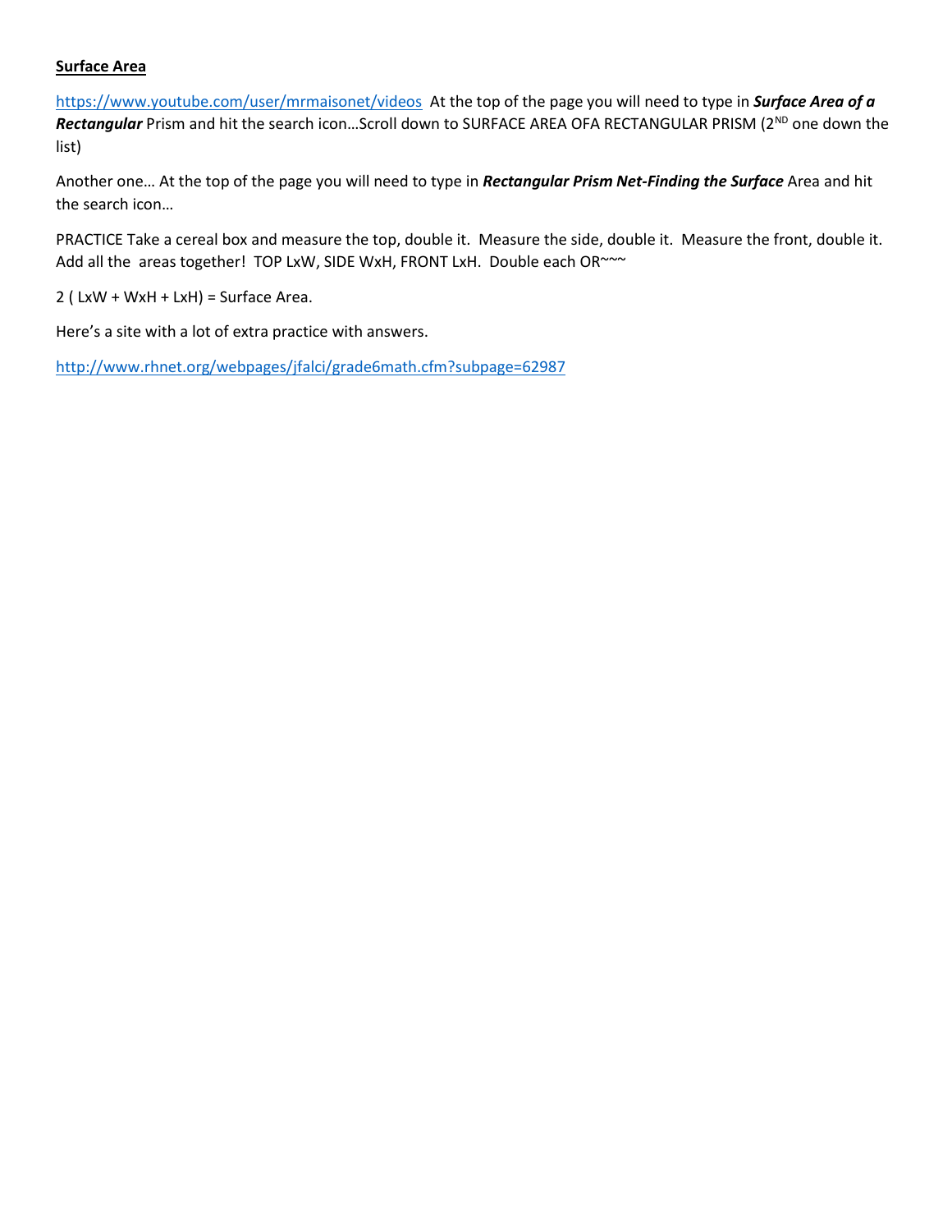**Surface Area**

https://www.youtube.com/user/mrmaisonet/videos At the top of the page you will need to type in ***Surface Area of a Rectangular*** Prism and hit the search icon…Scroll down to SURFACE AREA OFA RECTANGULAR PRISM (2ND one down the list)

Another one… At the top of the page you will need to type in ***Rectangular Prism Net-Finding the Surface*** Area and hit the search icon…

PRACTICE Take a cereal box and measure the top, double it. Measure the side, double it. Measure the front, double it. Add all the areas together! TOP LxW, SIDE WxH, FRONT LxH. Double each OR~~~

2 ( LxW + WxH + LxH) = Surface Area.

Here's a site with a lot of extra practice with answers.

http://www.rhnet.org/webpages/jfalci/grade6math.cfm?subpage=62987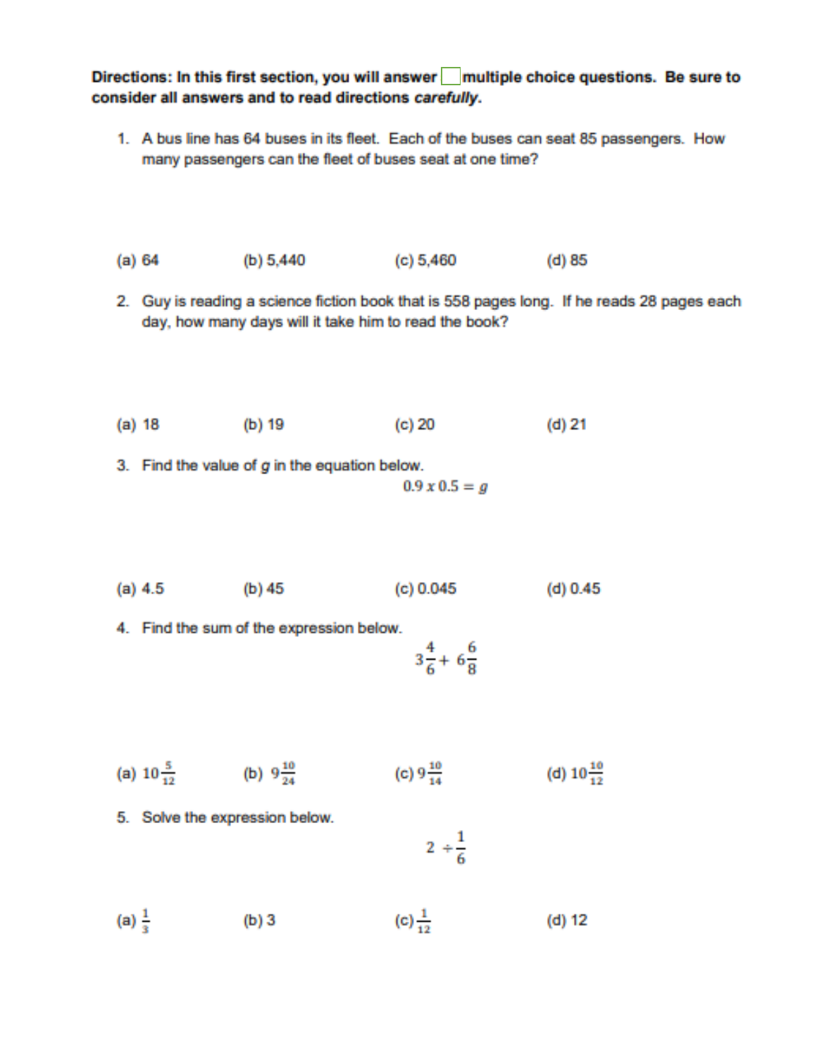**Directions: In this first section, you will answer ☐ multiple choice questions. Be sure to consider all answers and to read directions *carefully*.**

1. A bus line has 64 buses in its fleet. Each of the buses can seat 85 passengers. How many passengers can the fleet of buses seat at one time?

   (a) 64 (b) 5,440 (c) 5,460 (d) 85

2. Guy is reading a science fiction book that is 558 pages long. If he reads 28 pages each day, how many days will it take him to read the book?

   (a) 18 (b) 19 (c) 20 (d) 21

3. Find the value of *g* in the equation below.

   $$0.9 \, x \, 0.5 = g$$

   (a) 4.5 (b) 45 (c) 0.045 (d) 0.45

4. Find the sum of the expression below.

   $$3\frac{4}{6} + 6\frac{6}{8}$$

   (a) $10\frac{5}{12}$ (b) $9\frac{10}{24}$ (c) $9\frac{10}{14}$ (d) $10\frac{10}{12}$

5. Solve the expression below.

   $$2 \div \frac{1}{6}$$

   (a) $\frac{1}{3}$ (b) 3 (c) $\frac{1}{12}$ (d) 12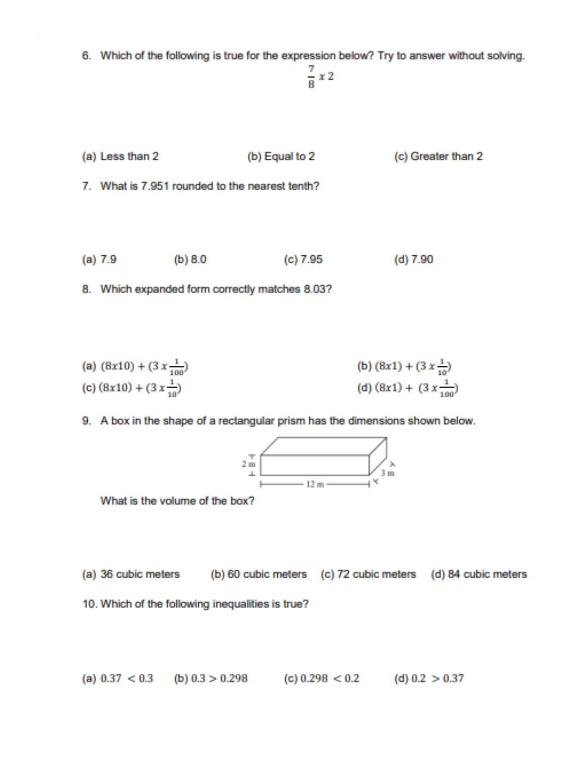6. Which of the following is true for the expression below? Try to answer without solving.

$$\frac{7}{8} x\ 2$$

(a) Less than 2  (b) Equal to 2  (c) Greater than 2

7. What is 7.951 rounded to the nearest tenth?

(a) 7.9  (b) 8.0  (c) 7.95  (d) 7.90

8. Which expanded form correctly matches 8.03?

(a) $(8x10) + (3\,x\frac{1}{100})$  (b) $(8x1) + (3\,x\frac{1}{10})$
(c) $(8x10) + (3\,x\frac{1}{10})$  (d) $(8x1) + (3\,x\frac{1}{100})$

9. A box in the shape of a rectangular prism has the dimensions shown below.

2 m, 12 m, 3 m

What is the volume of the box?

(a) 36 cubic meters  (b) 60 cubic meters  (c) 72 cubic meters  (d) 84 cubic meters

10. Which of the following inequalities is true?

(a) $0.37 < 0.3$  (b) $0.3 > 0.298$  (c) $0.298 < 0.2$  (d) $0.2 > 0.37$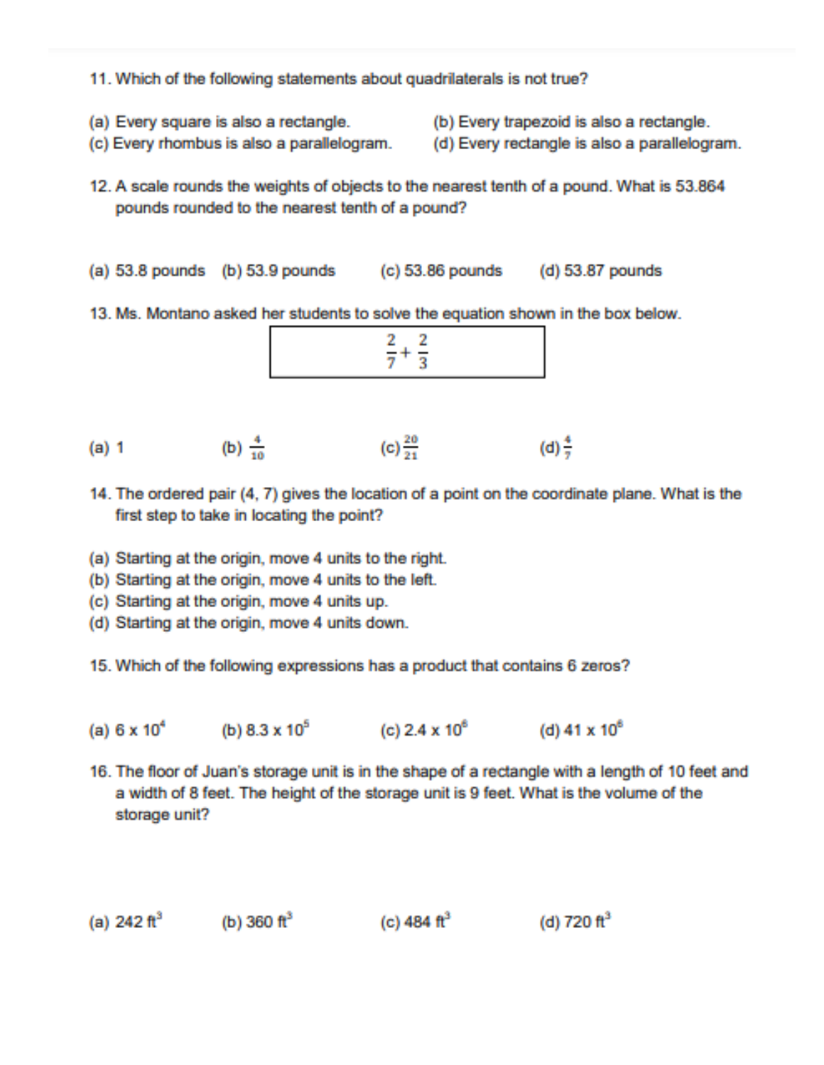11. Which of the following statements about quadrilaterals is not true?

(a) Every square is also a rectangle.
(b) Every trapezoid is also a rectangle.
(c) Every rhombus is also a parallelogram.
(d) Every rectangle is also a parallelogram.

12. A scale rounds the weights of objects to the nearest tenth of a pound. What is 53.864 pounds rounded to the nearest tenth of a pound?

(a) 53.8 pounds (b) 53.9 pounds (c) 53.86 pounds (d) 53.87 pounds

13. Ms. Montano asked her students to solve the equation shown in the box below.

$$\frac{2}{7}+\frac{2}{3}$$

(a) 1 (b) $\frac{4}{10}$ (c) $\frac{20}{21}$ (d) $\frac{4}{7}$

14. The ordered pair (4, 7) gives the location of a point on the coordinate plane. What is the first step to take in locating the point?

(a) Starting at the origin, move 4 units to the right.
(b) Starting at the origin, move 4 units to the left.
(c) Starting at the origin, move 4 units up.
(d) Starting at the origin, move 4 units down.

15. Which of the following expressions has a product that contains 6 zeros?

(a) $6 \times 10^4$ (b) $8.3 \times 10^5$ (c) $2.4 \times 10^6$ (d) $41 \times 10^6$

16. The floor of Juan's storage unit is in the shape of a rectangle with a length of 10 feet and a width of 8 feet. The height of the storage unit is 9 feet. What is the volume of the storage unit?

(a) 242 $ft^3$ (b) 360 $ft^3$ (c) 484 $ft^3$ (d) 720 $ft^3$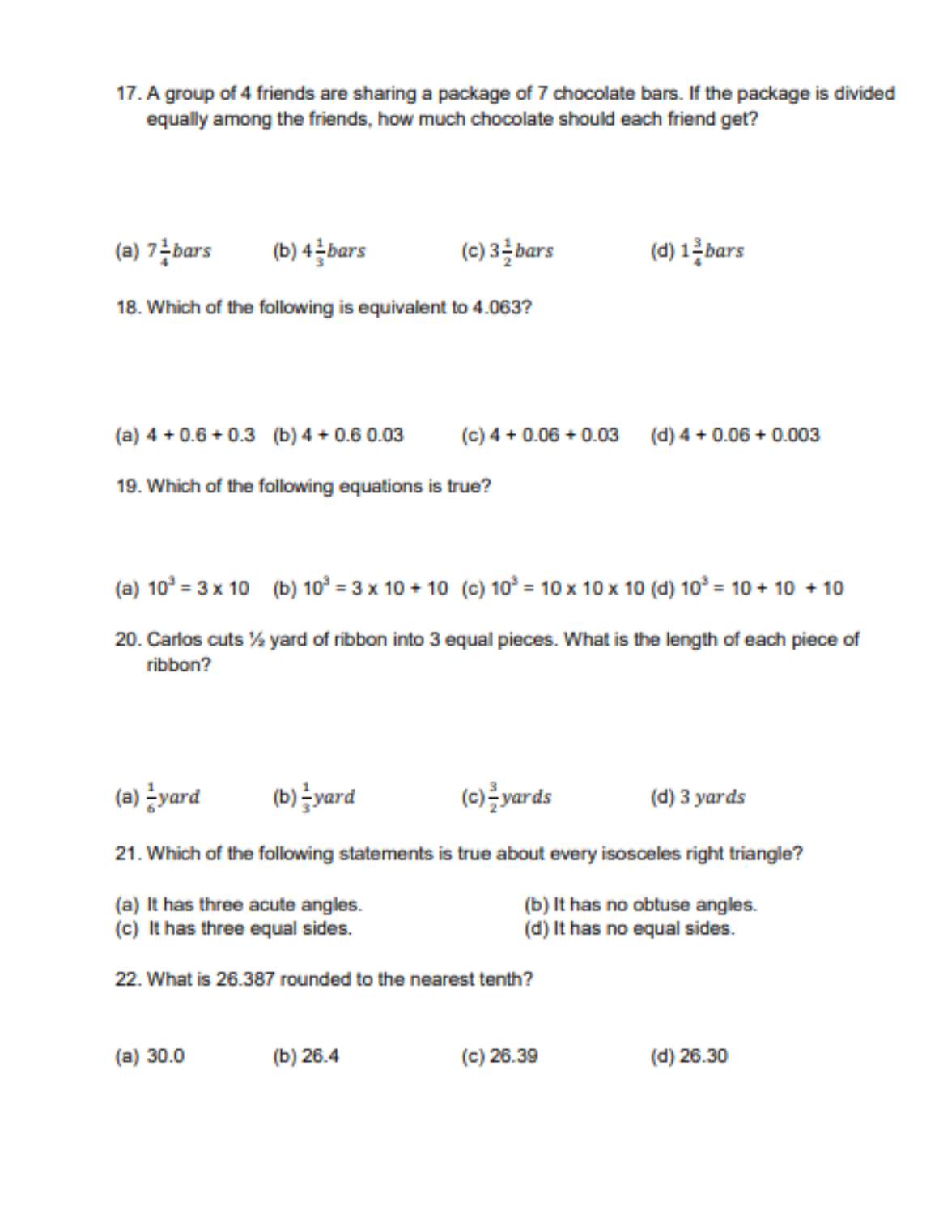17. A group of 4 friends are sharing a package of 7 chocolate bars. If the package is divided equally among the friends, how much chocolate should each friend get?

(a) $7\frac{1}{4} bars$ (b) $4\frac{1}{3} bars$ (c) $3\frac{1}{2} bars$ (d) $1\frac{3}{4} bars$

18. Which of the following is equivalent to 4.063?

(a) 4 + 0.6 + 0.3 (b) 4 + 0.6 0.03 (c) 4 + 0.06 + 0.03 (d) 4 + 0.06 + 0.003

19. Which of the following equations is true?

(a) $10^3 = 3 \times 10$ (b) $10^3 = 3 \times 10 + 10$ (c) $10^3 = 10 \times 10 \times 10$ (d) $10^3 = 10 + 10 + 10$

20. Carlos cuts ½ yard of ribbon into 3 equal pieces. What is the length of each piece of ribbon?

(a) $\frac{1}{6} yard$ (b) $\frac{1}{3} yard$ (c) $\frac{3}{2} yards$ (d) $3\ yards$

21. Which of the following statements is true about every isosceles right triangle?

(a) It has three acute angles.
(b) It has no obtuse angles.
(c) It has three equal sides.
(d) It has no equal sides.

22. What is 26.387 rounded to the nearest tenth?

(a) 30.0 (b) 26.4 (c) 26.39 (d) 26.30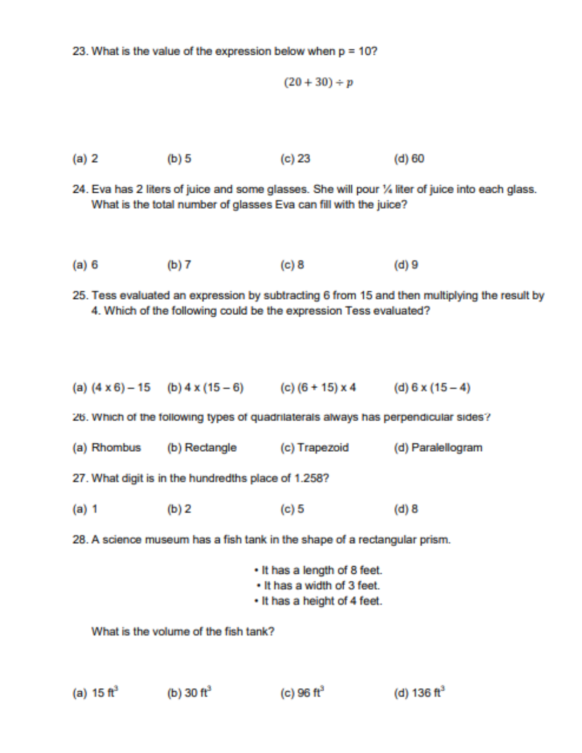23. What is the value of the expression below when p = 10?

$$(20 + 30) \div p$$

(a) 2 (b) 5 (c) 23 (d) 60

24. Eva has 2 liters of juice and some glasses. She will pour ¼ liter of juice into each glass. What is the total number of glasses Eva can fill with the juice?

(a) 6 (b) 7 (c) 8 (d) 9

25. Tess evaluated an expression by subtracting 6 from 15 and then multiplying the result by 4. Which of the following could be the expression Tess evaluated?

(a) (4 x 6) – 15 (b) 4 x (15 – 6) (c) (6 + 15) x 4 (d) 6 x (15 – 4)

26. Which of the following types of quadrilaterals always has perpendicular sides?

(a) Rhombus (b) Rectangle (c) Trapezoid (d) Paralellogram

27. What digit is in the hundredths place of 1.258?

(a) 1 (b) 2 (c) 5 (d) 8

28. A science museum has a fish tank in the shape of a rectangular prism.

- It has a length of 8 feet.
- It has a width of 3 feet.
- It has a height of 4 feet.

What is the volume of the fish tank?

(a) 15 $ft^3$ (b) 30 $ft^3$ (c) 96 $ft^3$ (d) 136 $ft^3$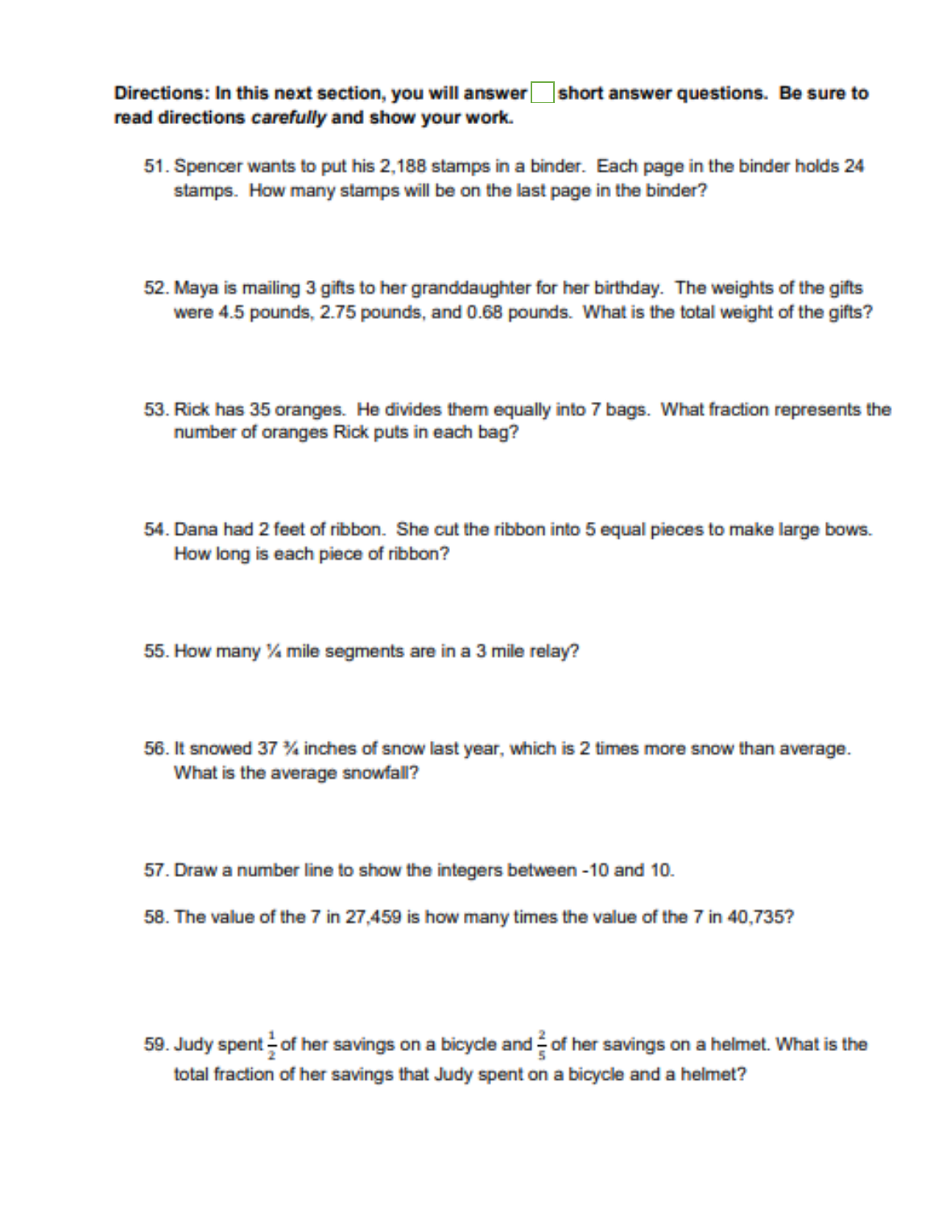**Directions: In this next section, you will answer ☐ short answer questions. Be sure to read directions *carefully* and show your work.**

51. Spencer wants to put his 2,188 stamps in a binder. Each page in the binder holds 24 stamps. How many stamps will be on the last page in the binder?

52. Maya is mailing 3 gifts to her granddaughter for her birthday. The weights of the gifts were 4.5 pounds, 2.75 pounds, and 0.68 pounds. What is the total weight of the gifts?

53. Rick has 35 oranges. He divides them equally into 7 bags. What fraction represents the number of oranges Rick puts in each bag?

54. Dana had 2 feet of ribbon. She cut the ribbon into 5 equal pieces to make large bows. How long is each piece of ribbon?

55. How many ¼ mile segments are in a 3 mile relay?

56. It snowed 37 ¾ inches of snow last year, which is 2 times more snow than average. What is the average snowfall?

57. Draw a number line to show the integers between -10 and 10.

58. The value of the 7 in 27,459 is how many times the value of the 7 in 40,735?

59. Judy spent $\frac{1}{2}$ of her savings on a bicycle and $\frac{2}{5}$ of her savings on a helmet. What is the total fraction of her savings that Judy spent on a bicycle and a helmet?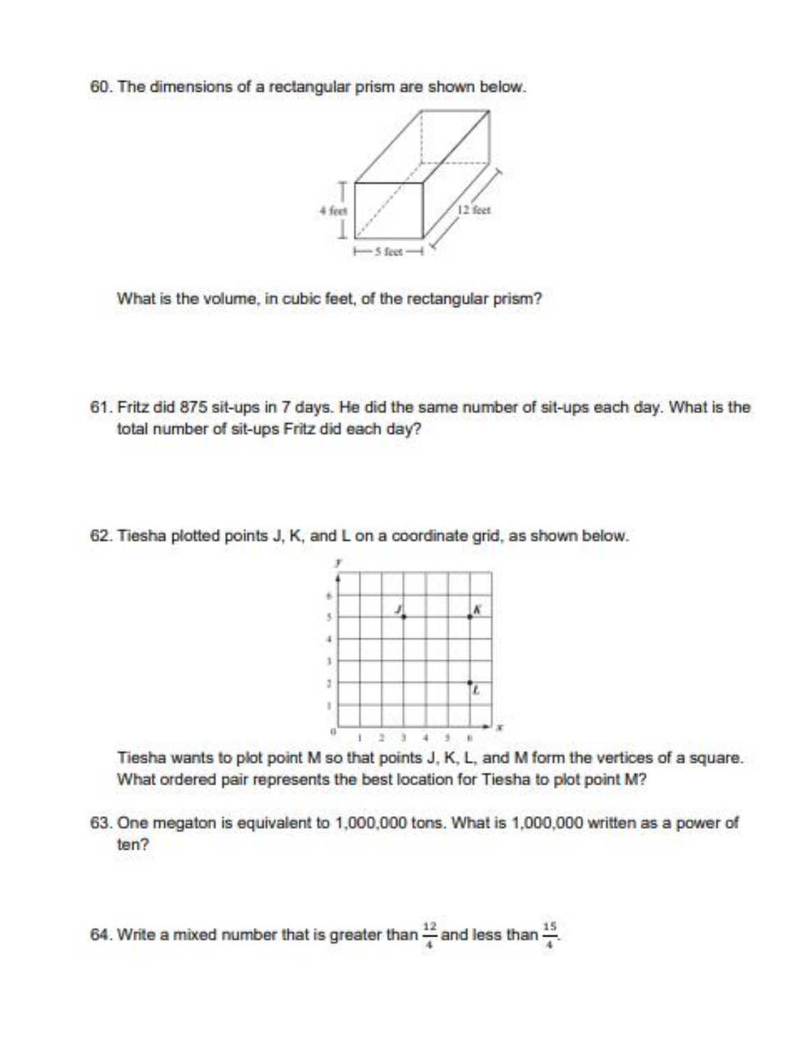60. The dimensions of a rectangular prism are shown below.

4 feet

12 feet

5 feet

What is the volume, in cubic feet, of the rectangular prism?

61. Fritz did 875 sit-ups in 7 days. He did the same number of sit-ups each day. What is the total number of sit-ups Fritz did each day?

62. Tiesha plotted points J, K, and L on a coordinate grid, as shown below.

Tiesha wants to plot point M so that points J, K, L, and M form the vertices of a square. What ordered pair represents the best location for Tiesha to plot point M?

63. One megaton is equivalent to 1,000,000 tons. What is 1,000,000 written as a power of ten?

64. Write a mixed number that is greater than $\frac{12}{4}$ and less than $\frac{15}{4}$.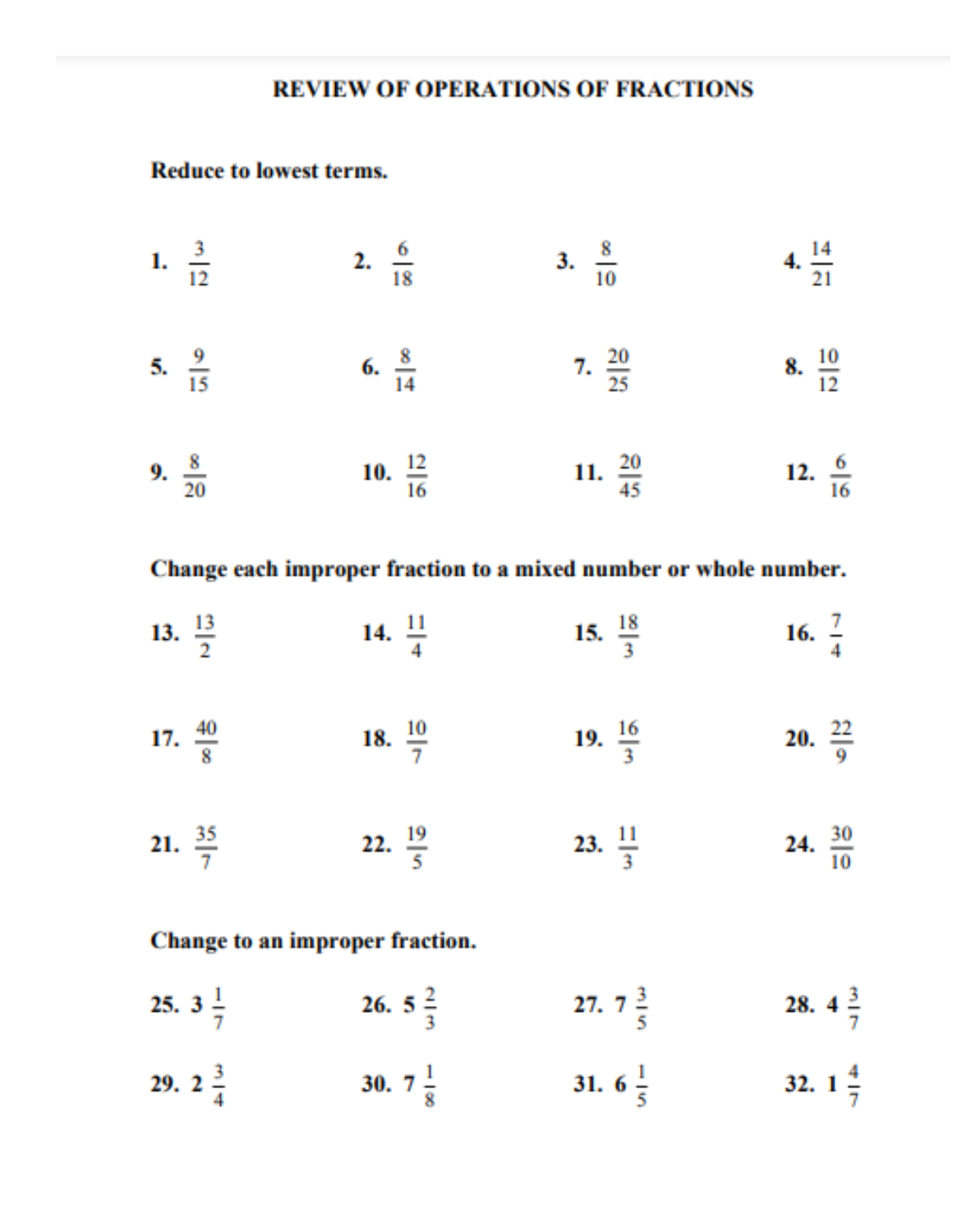# REVIEW OF OPERATIONS OF FRACTIONS

**Reduce to lowest terms.**

**1.** $\frac{3}{12}$ **2.** $\frac{6}{18}$ **3.** $\frac{8}{10}$ **4.** $\frac{14}{21}$

**5.** $\frac{9}{15}$ **6.** $\frac{8}{14}$ **7.** $\frac{20}{25}$ **8.** $\frac{10}{12}$

**9.** $\frac{8}{20}$ **10.** $\frac{12}{16}$ **11.** $\frac{20}{45}$ **12.** $\frac{6}{16}$

**Change each improper fraction to a mixed number or whole number.**

**13.** $\frac{13}{2}$ **14.** $\frac{11}{4}$ **15.** $\frac{18}{3}$ **16.** $\frac{7}{4}$

**17.** $\frac{40}{8}$ **18.** $\frac{10}{7}$ **19.** $\frac{16}{3}$ **20.** $\frac{22}{9}$

**21.** $\frac{35}{7}$ **22.** $\frac{19}{5}$ **23.** $\frac{11}{3}$ **24.** $\frac{30}{10}$

**Change to an improper fraction.**

**25.** $3\frac{1}{7}$ **26.** $5\frac{2}{3}$ **27.** $7\frac{3}{5}$ **28.** $4\frac{3}{7}$

**29.** $2\frac{3}{4}$ **30.** $7\frac{1}{8}$ **31.** $6\frac{1}{5}$ **32.** $1\frac{4}{7}$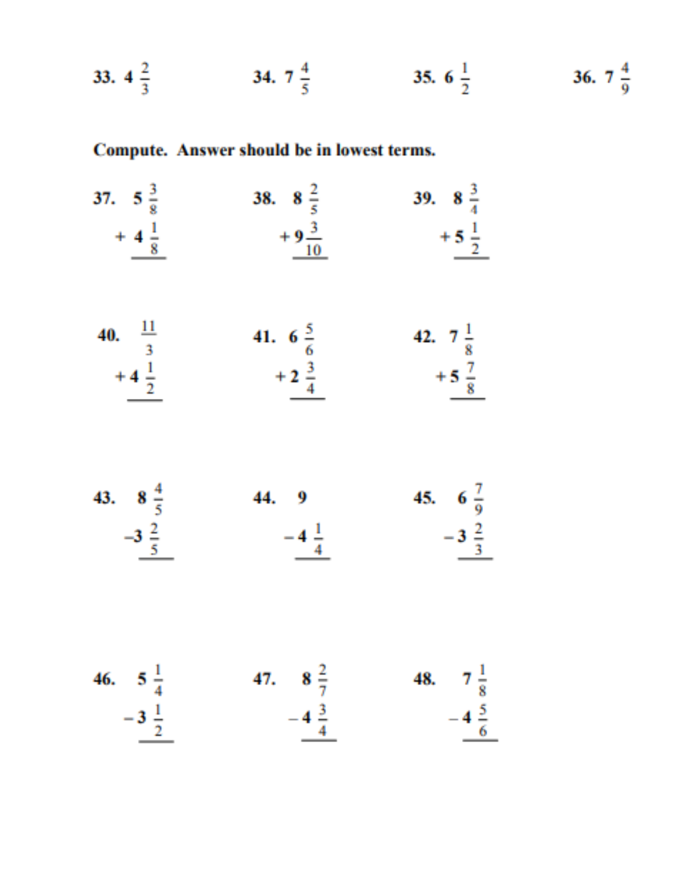33. $4\frac{2}{3}$

34. $7\frac{4}{5}$

35. $6\frac{1}{2}$

36. $7\frac{4}{9}$

**Compute. Answer should be in lowest terms.**

37. $5\frac{3}{8} + 4\frac{1}{8}$

38. $8\frac{2}{5} + 9\frac{3}{10}$

39. $8\frac{3}{4} + 5\frac{1}{2}$

40. $\frac{11}{3} + 4\frac{1}{2}$

41. $6\frac{5}{6} + 2\frac{3}{4}$

42. $7\frac{1}{8} + 5\frac{7}{8}$

43. $8\frac{4}{5} - 3\frac{2}{5}$

44. $9 - 4\frac{1}{4}$

45. $6\frac{7}{9} - 3\frac{2}{3}$

46. $5\frac{1}{4} - 3\frac{1}{2}$

47. $8\frac{2}{7} - 4\frac{3}{4}$

48. $7\frac{1}{8} - 4\frac{5}{6}$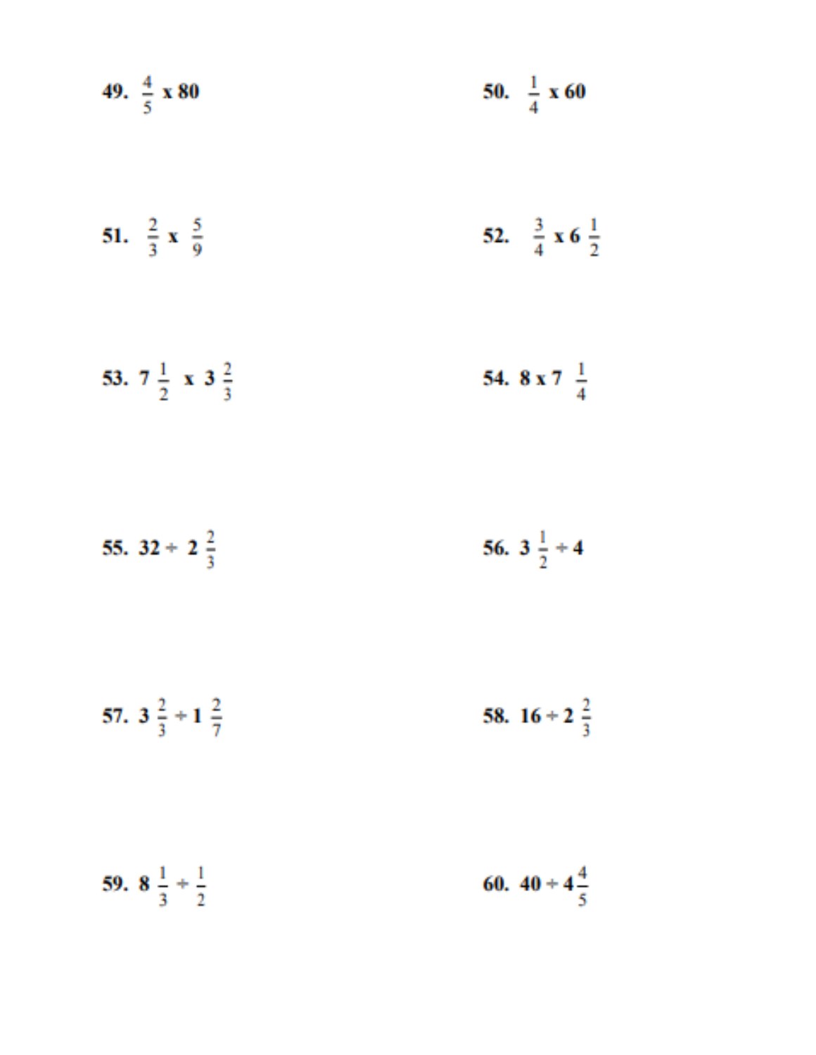49. $\frac{4}{5}$ x 80

50. $\frac{1}{4}$ x 60

51. $\frac{2}{3}$ x $\frac{5}{9}$

52. $\frac{3}{4}$ x 6 $\frac{1}{2}$

53. 7 $\frac{1}{2}$ x 3 $\frac{2}{3}$

54. 8 x 7 $\frac{1}{4}$

55. 32 ÷ 2 $\frac{2}{3}$

56. 3 $\frac{1}{2}$ ÷ 4

57. 3 $\frac{2}{3}$ ÷ 1 $\frac{2}{7}$

58. 16 ÷ 2 $\frac{2}{3}$

59. 8 $\frac{1}{3}$ ÷ $\frac{1}{2}$

60. 40 ÷ 4$\frac{4}{5}$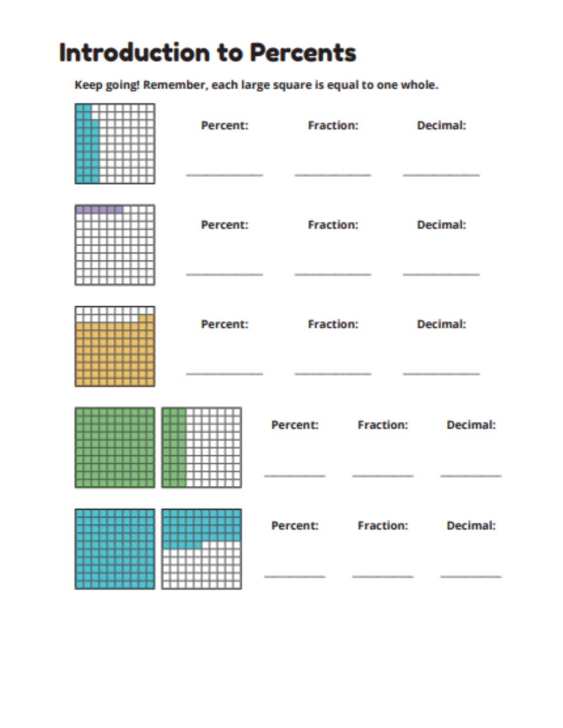# Introduction to Percents

**Keep going! Remember, each large square is equal to one whole.**

Percent: ____________ Fraction: ____________ Decimal: ____________

Percent: ____________ Fraction: ____________ Decimal: ____________

Percent: ____________ Fraction: ____________ Decimal: ____________

Percent: ____________ Fraction: ____________ Decimal: ____________

Percent: ____________ Fraction: ____________ Decimal: ____________